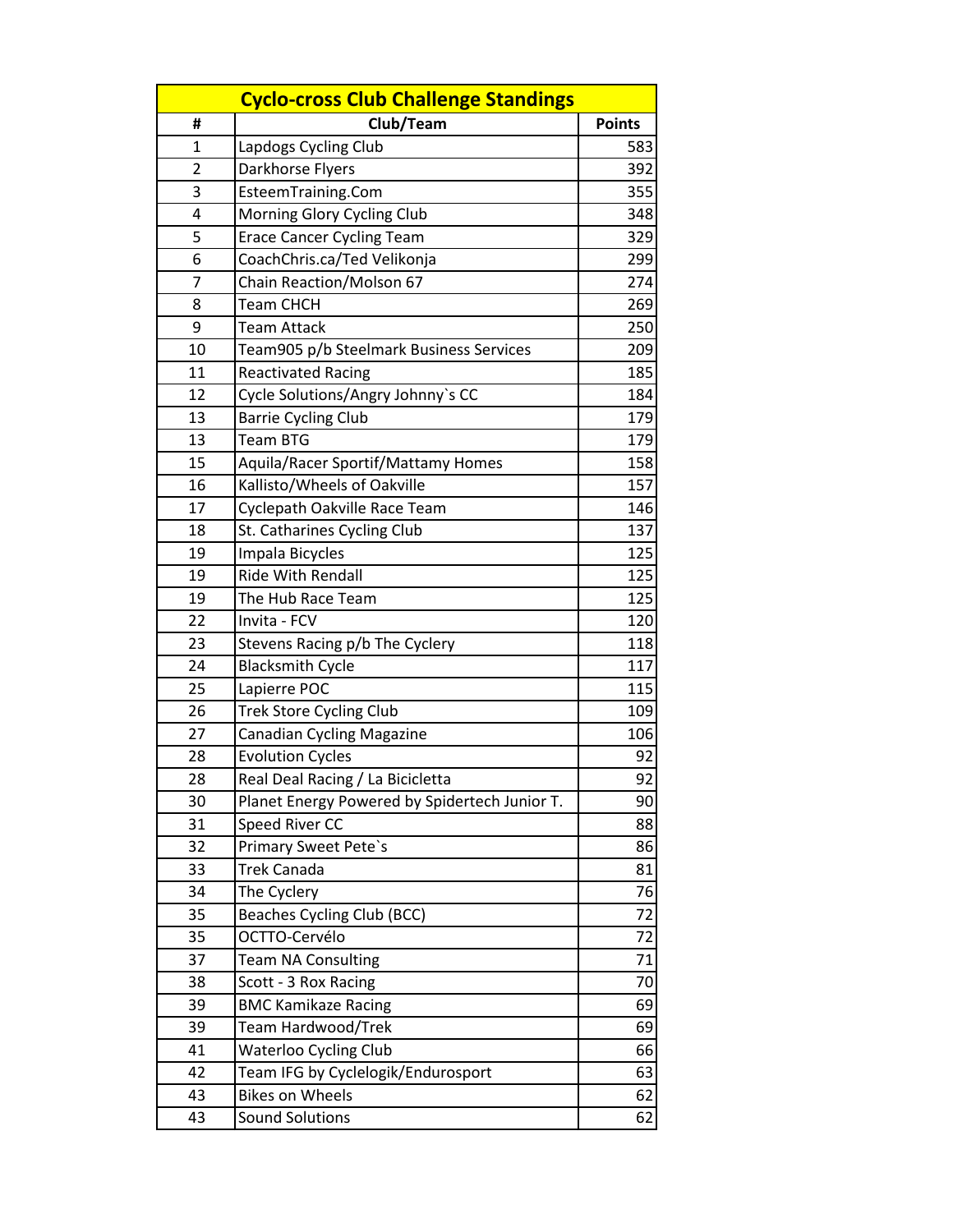| Cyclo-cross Club Challenge Standings | | |
|---|---|---|
| # | Club/Team | Points |
| 1 | Lapdogs Cycling Club | 583 |
| 2 | Darkhorse Flyers | 392 |
| 3 | EsteemTraining.Com | 355 |
| 4 | Morning Glory Cycling Club | 348 |
| 5 | Erace Cancer Cycling Team | 329 |
| 6 | CoachChris.ca/Ted Velikonja | 299 |
| 7 | Chain Reaction/Molson 67 | 274 |
| 8 | Team CHCH | 269 |
| 9 | Team Attack | 250 |
| 10 | Team905 p/b Steelmark Business Services | 209 |
| 11 | Reactivated Racing | 185 |
| 12 | Cycle Solutions/Angry Johnny`s CC | 184 |
| 13 | Barrie Cycling Club | 179 |
| 13 | Team BTG | 179 |
| 15 | Aquila/Racer Sportif/Mattamy Homes | 158 |
| 16 | Kallisto/Wheels of Oakville | 157 |
| 17 | Cyclepath Oakville Race Team | 146 |
| 18 | St. Catharines Cycling Club | 137 |
| 19 | Impala Bicycles | 125 |
| 19 | Ride With Rendall | 125 |
| 19 | The Hub Race Team | 125 |
| 22 | Invita - FCV | 120 |
| 23 | Stevens Racing p/b The Cyclery | 118 |
| 24 | Blacksmith Cycle | 117 |
| 25 | Lapierre POC | 115 |
| 26 | Trek Store Cycling Club | 109 |
| 27 | Canadian Cycling Magazine | 106 |
| 28 | Evolution Cycles | 92 |
| 28 | Real Deal Racing / La Bicicletta | 92 |
| 30 | Planet Energy Powered by Spidertech Junior T. | 90 |
| 31 | Speed River CC | 88 |
| 32 | Primary Sweet Pete`s | 86 |
| 33 | Trek Canada | 81 |
| 34 | The Cyclery | 76 |
| 35 | Beaches Cycling Club (BCC) | 72 |
| 35 | OCTTO-Cervélo | 72 |
| 37 | Team NA Consulting | 71 |
| 38 | Scott - 3 Rox Racing | 70 |
| 39 | BMC Kamikaze Racing | 69 |
| 39 | Team Hardwood/Trek | 69 |
| 41 | Waterloo Cycling Club | 66 |
| 42 | Team IFG by Cyclelogik/Endurosport | 63 |
| 43 | Bikes on Wheels | 62 |
| 43 | Sound Solutions | 62 |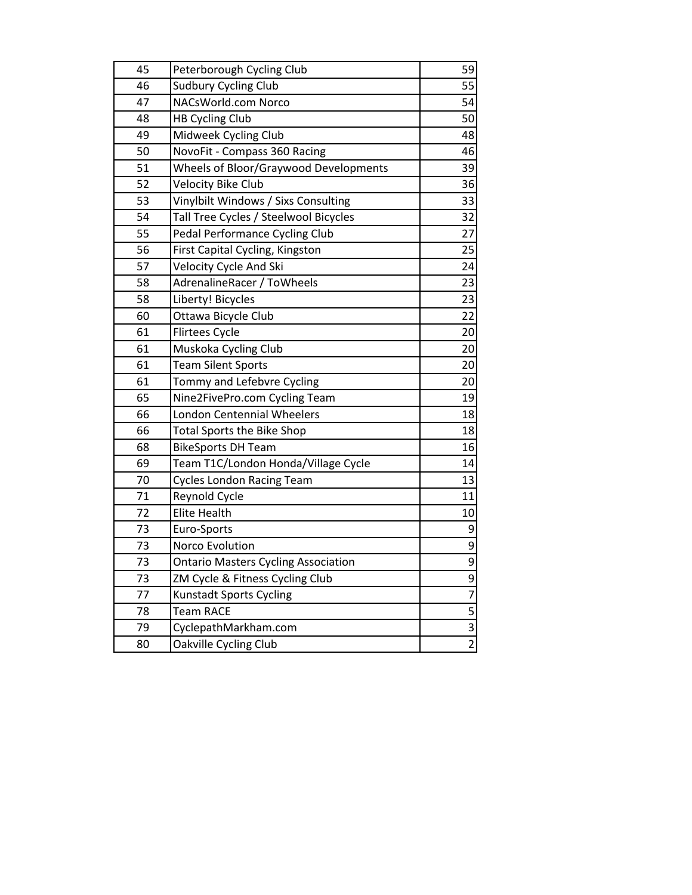| | | |
|---|---|---|
| 45 | Peterborough Cycling Club | 59 |
| 46 | Sudbury Cycling Club | 55 |
| 47 | NACsWorld.com Norco | 54 |
| 48 | HB Cycling Club | 50 |
| 49 | Midweek Cycling Club | 48 |
| 50 | NovoFit - Compass 360 Racing | 46 |
| 51 | Wheels of Bloor/Graywood Developments | 39 |
| 52 | Velocity Bike Club | 36 |
| 53 | Vinylbilt Windows / Sixs Consulting | 33 |
| 54 | Tall Tree Cycles / Steelwool Bicycles | 32 |
| 55 | Pedal Performance Cycling Club | 27 |
| 56 | First Capital Cycling, Kingston | 25 |
| 57 | Velocity Cycle And Ski | 24 |
| 58 | AdrenalineRacer / ToWheels | 23 |
| 58 | Liberty! Bicycles | 23 |
| 60 | Ottawa Bicycle Club | 22 |
| 61 | Flirtees Cycle | 20 |
| 61 | Muskoka Cycling Club | 20 |
| 61 | Team Silent Sports | 20 |
| 61 | Tommy and Lefebvre Cycling | 20 |
| 65 | Nine2FivePro.com Cycling Team | 19 |
| 66 | London Centennial Wheelers | 18 |
| 66 | Total Sports the Bike Shop | 18 |
| 68 | BikeSports DH Team | 16 |
| 69 | Team T1C/London Honda/Village Cycle | 14 |
| 70 | Cycles London Racing Team | 13 |
| 71 | Reynold Cycle | 11 |
| 72 | Elite Health | 10 |
| 73 | Euro-Sports | 9 |
| 73 | Norco Evolution | 9 |
| 73 | Ontario Masters Cycling Association | 9 |
| 73 | ZM Cycle & Fitness Cycling Club | 9 |
| 77 | Kunstadt Sports Cycling | 7 |
| 78 | Team RACE | 5 |
| 79 | CyclepathMarkham.com | 3 |
| 80 | Oakville Cycling Club | 2 |